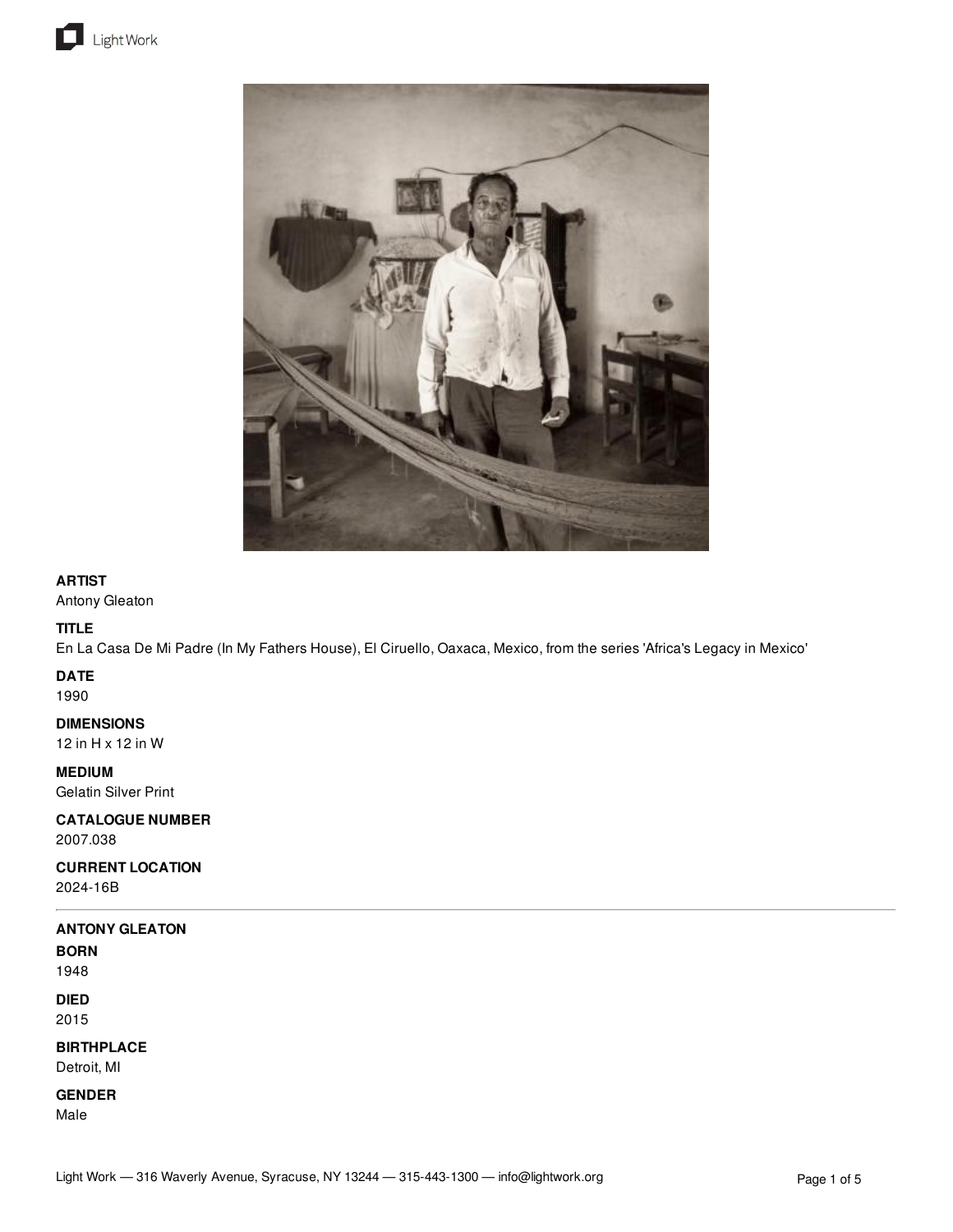**ARTIST**
Antony Gleaton

**TITLE**
En La Casa De Mi Padre (In My Fathers House), El Ciruello, Oaxaca, Mexico, from the series 'Africa's Legacy in Mexico'

**DATE**
1990

**DIMENSIONS**
12 in H x 12 in W

**MEDIUM**
Gelatin Silver Print

**CATALOGUE NUMBER**
2007.038

**CURRENT LOCATION**
2024-16B

---

**ANTONY GLEATON**

**BORN**
1948

**DIED**
2015

**BIRTHPLACE**
Detroit, MI

**GENDER**
Male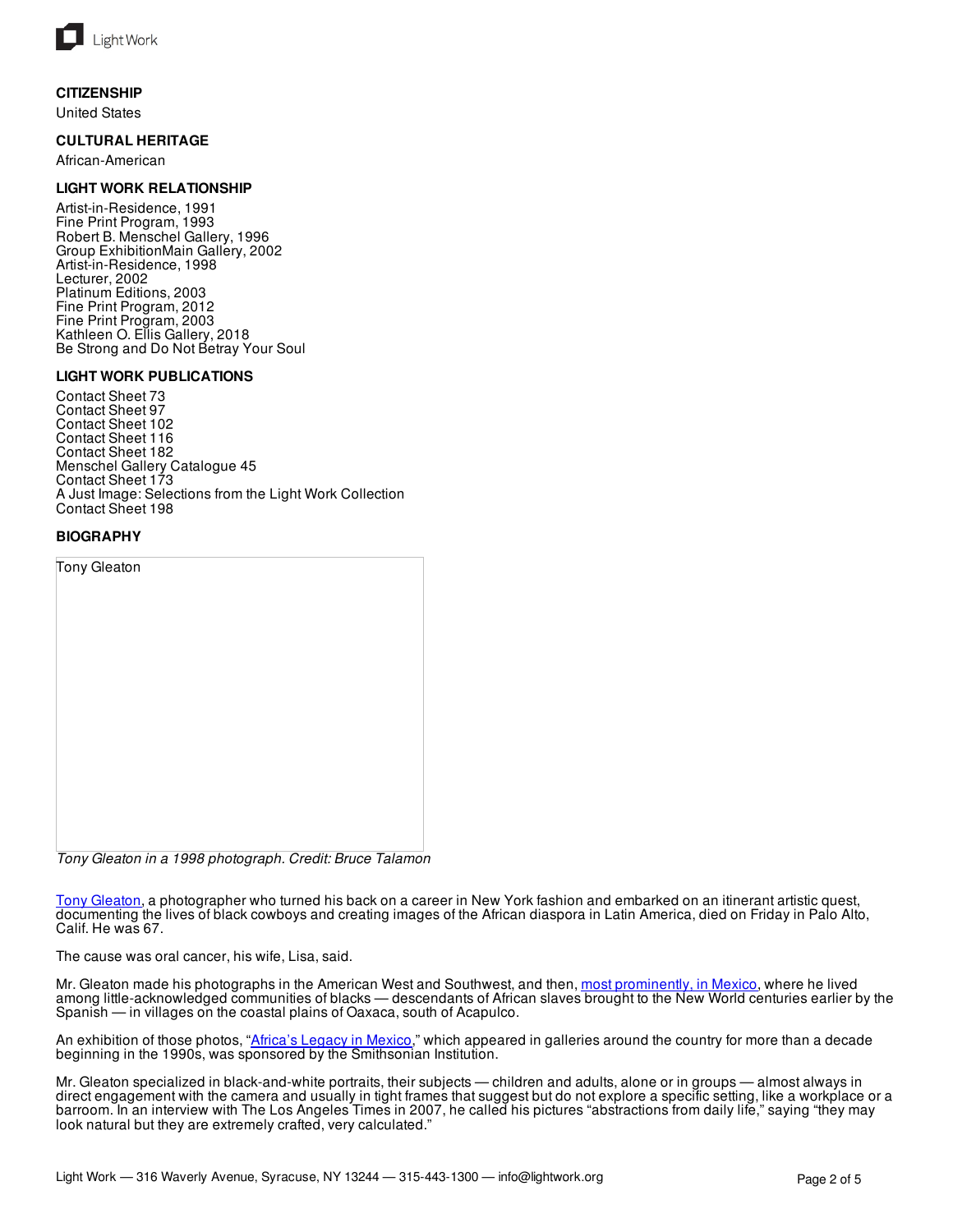### CITIZENSHIP

United States

### CULTURAL HERITAGE

African-American

### LIGHT WORK RELATIONSHIP

Artist-in-Residence, 1991
Fine Print Program, 1993
Robert B. Menschel Gallery, 1996
Group ExhibitionMain Gallery, 2002
Artist-in-Residence, 1998
Lecturer, 2002
Platinum Editions, 2003
Fine Print Program, 2012
Fine Print Program, 2003
Kathleen O. Ellis Gallery, 2018
Be Strong and Do Not Betray Your Soul

### LIGHT WORK PUBLICATIONS

Contact Sheet 73
Contact Sheet 97
Contact Sheet 102
Contact Sheet 116
Contact Sheet 182
Menschel Gallery Catalogue 45
Contact Sheet 173
A Just Image: Selections from the Light Work Collection
Contact Sheet 198

### BIOGRAPHY

Tony Gleaton

*Tony Gleaton in a 1998 photograph. Credit: Bruce Talamon*

Tony Gleaton, a photographer who turned his back on a career in New York fashion and embarked on an itinerant artistic quest, documenting the lives of black cowboys and creating images of the African diaspora in Latin America, died on Friday in Palo Alto, Calif. He was 67.

The cause was oral cancer, his wife, Lisa, said.

Mr. Gleaton made his photographs in the American West and Southwest, and then, most prominently, in Mexico, where he lived among little-acknowledged communities of blacks — descendants of African slaves brought to the New World centuries earlier by the Spanish — in villages on the coastal plains of Oaxaca, south of Acapulco.

An exhibition of those photos, "Africa's Legacy in Mexico," which appeared in galleries around the country for more than a decade beginning in the 1990s, was sponsored by the Smithsonian Institution.

Mr. Gleaton specialized in black-and-white portraits, their subjects — children and adults, alone or in groups — almost always in direct engagement with the camera and usually in tight frames that suggest but do not explore a specific setting, like a workplace or a barroom. In an interview with The Los Angeles Times in 2007, he called his pictures "abstractions from daily life," saying "they may look natural but they are extremely crafted, very calculated."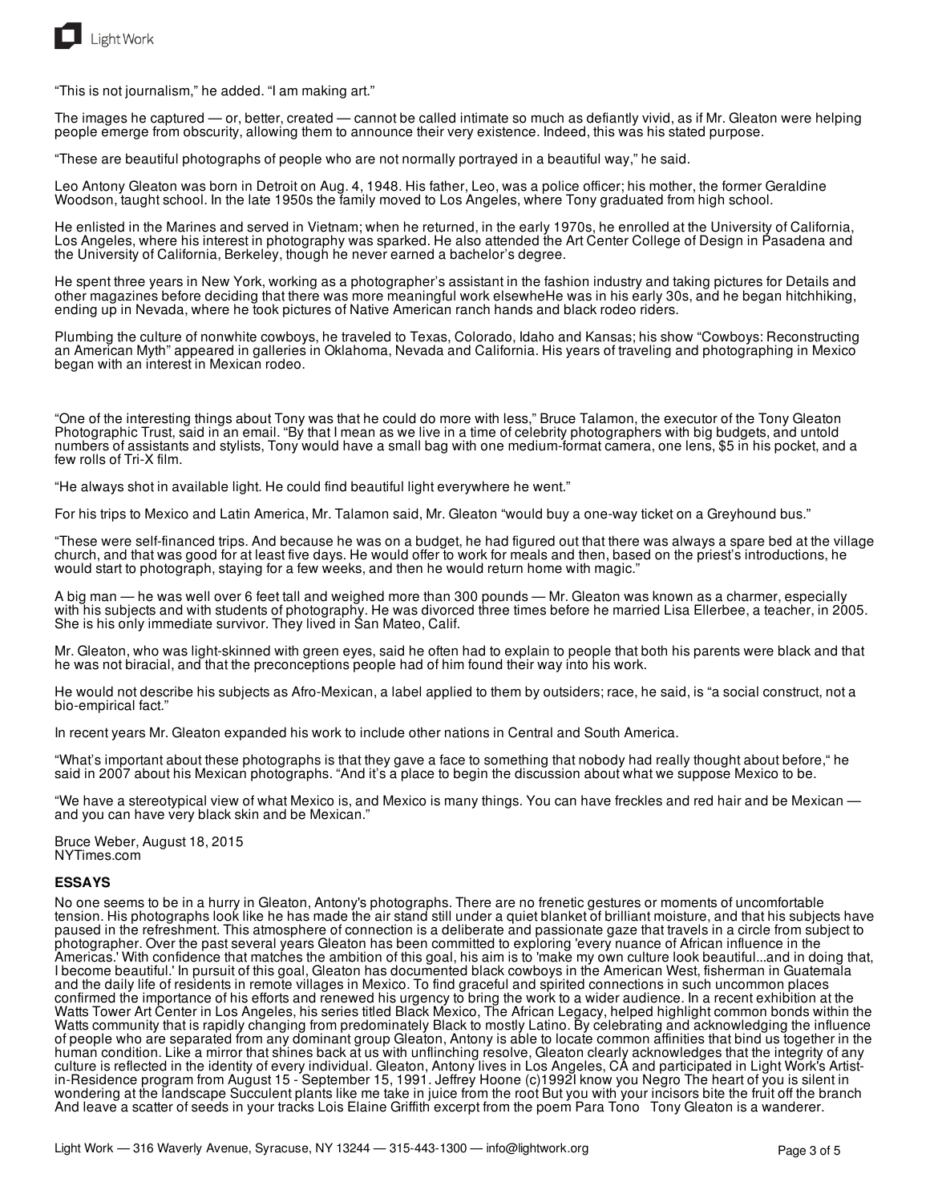"This is not journalism," he added. "I am making art."

The images he captured — or, better, created — cannot be called intimate so much as defiantly vivid, as if Mr. Gleaton were helping people emerge from obscurity, allowing them to announce their very existence. Indeed, this was his stated purpose.

"These are beautiful photographs of people who are not normally portrayed in a beautiful way," he said.

Leo Antony Gleaton was born in Detroit on Aug. 4, 1948. His father, Leo, was a police officer; his mother, the former Geraldine Woodson, taught school. In the late 1950s the family moved to Los Angeles, where Tony graduated from high school.

He enlisted in the Marines and served in Vietnam; when he returned, in the early 1970s, he enrolled at the University of California, Los Angeles, where his interest in photography was sparked. He also attended the Art Center College of Design in Pasadena and the University of California, Berkeley, though he never earned a bachelor's degree.

He spent three years in New York, working as a photographer's assistant in the fashion industry and taking pictures for Details and other magazines before deciding that there was more meaningful work elsewheHe was in his early 30s, and he began hitchhiking, ending up in Nevada, where he took pictures of Native American ranch hands and black rodeo riders.

Plumbing the culture of nonwhite cowboys, he traveled to Texas, Colorado, Idaho and Kansas; his show "Cowboys: Reconstructing an American Myth" appeared in galleries in Oklahoma, Nevada and California. His years of traveling and photographing in Mexico began with an interest in Mexican rodeo.

"One of the interesting things about Tony was that he could do more with less," Bruce Talamon, the executor of the Tony Gleaton Photographic Trust, said in an email. "By that I mean as we live in a time of celebrity photographers with big budgets, and untold numbers of assistants and stylists, Tony would have a small bag with one medium-format camera, one lens, $5 in his pocket, and a few rolls of Tri-X film.

"He always shot in available light. He could find beautiful light everywhere he went."

For his trips to Mexico and Latin America, Mr. Talamon said, Mr. Gleaton "would buy a one-way ticket on a Greyhound bus."

"These were self-financed trips. And because he was on a budget, he had figured out that there was always a spare bed at the village church, and that was good for at least five days. He would offer to work for meals and then, based on the priest's introductions, he would start to photograph, staying for a few weeks, and then he would return home with magic."

A big man — he was well over 6 feet tall and weighed more than 300 pounds — Mr. Gleaton was known as a charmer, especially with his subjects and with students of photography. He was divorced three times before he married Lisa Ellerbee, a teacher, in 2005. She is his only immediate survivor. They lived in San Mateo, Calif.

Mr. Gleaton, who was light-skinned with green eyes, said he often had to explain to people that both his parents were black and that he was not biracial, and that the preconceptions people had of him found their way into his work.

He would not describe his subjects as Afro-Mexican, a label applied to them by outsiders; race, he said, is "a social construct, not a bio-empirical fact."

In recent years Mr. Gleaton expanded his work to include other nations in Central and South America.

"What's important about these photographs is that they gave a face to something that nobody had really thought about before," he said in 2007 about his Mexican photographs. "And it's a place to begin the discussion about what we suppose Mexico to be.

"We have a stereotypical view of what Mexico is, and Mexico is many things. You can have freckles and red hair and be Mexican — and you can have very black skin and be Mexican."

Bruce Weber, August 18, 2015
NYTimes.com

## ESSAYS

No one seems to be in a hurry in Gleaton, Antony's photographs. There are no frenetic gestures or moments of uncomfortable tension. His photographs look like he has made the air stand still under a quiet blanket of brilliant moisture, and that his subjects have paused in the refreshment. This atmosphere of connection is a deliberate and passionate gaze that travels in a circle from subject to photographer. Over the past several years Gleaton has been committed to exploring 'every nuance of African influence in the Americas.' With confidence that matches the ambition of this goal, his aim is to 'make my own culture look beautiful...and in doing that, I become beautiful.' In pursuit of this goal, Gleaton has documented black cowboys in the American West, fisherman in Guatemala and the daily life of residents in remote villages in Mexico. To find graceful and spirited connections in such uncommon places confirmed the importance of his efforts and renewed his urgency to bring the work to a wider audience. In a recent exhibition at the Watts Tower Art Center in Los Angeles, his series titled Black Mexico, The African Legacy, helped highlight common bonds within the Watts community that is rapidly changing from predominately Black to mostly Latino. By celebrating and acknowledging the influence of people who are separated from any dominant group Gleaton, Antony is able to locate common affinities that bind us together in the human condition. Like a mirror that shines back at us with unflinching resolve, Gleaton clearly acknowledges that the integrity of any culture is reflected in the identity of every individual. Gleaton, Antony lives in Los Angeles, CA and participated in Light Work's Artist-in-Residence program from August 15 - September 15, 1991. Jeffrey Hoone (c)1992I know you Negro The heart of you is silent in wondering at the landscape Succulent plants like me take in juice from the root But you with your incisors bite the fruit off the branch And leave a scatter of seeds in your tracks Lois Elaine Griffith excerpt from the poem Para Tono   Tony Gleaton is a wanderer.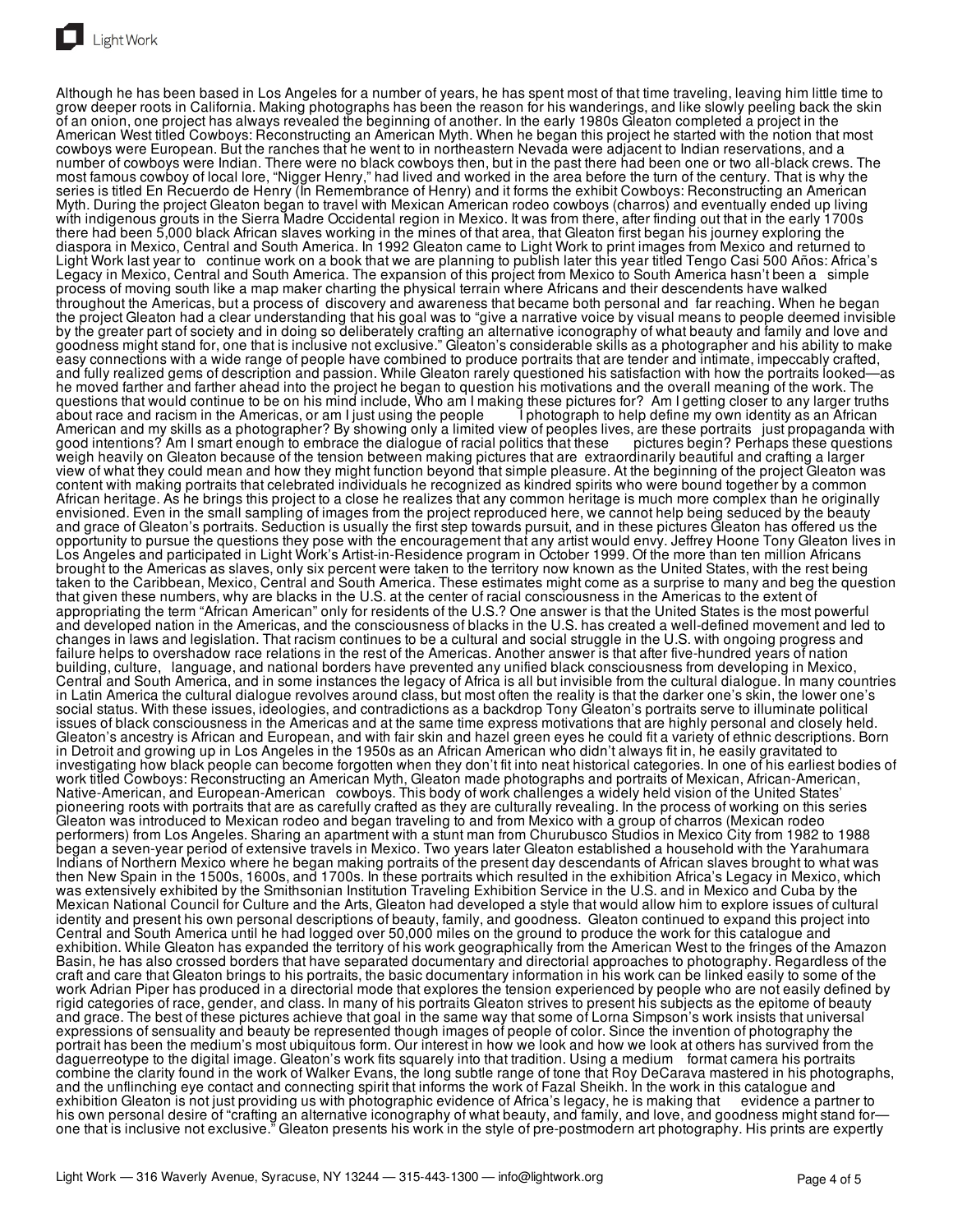Although he has been based in Los Angeles for a number of years, he has spent most of that time traveling, leaving him little time to grow deeper roots in California. Making photographs has been the reason for his wanderings, and like slowly peeling back the skin of an onion, one project has always revealed the beginning of another. In the early 1980s Gleaton completed a project in the American West titled Cowboys: Reconstructing an American Myth. When he began this project he started with the notion that most cowboys were European. But the ranches that he went to in northeastern Nevada were adjacent to Indian reservations, and a number of cowboys were Indian. There were no black cowboys then, but in the past there had been one or two all-black crews. The most famous cowboy of local lore, "Nigger Henry," had lived and worked in the area before the turn of the century. That is why the series is titled En Recuerdo de Henry (In Remembrance of Henry) and it forms the exhibit Cowboys: Reconstructing an American Myth. During the project Gleaton began to travel with Mexican American rodeo cowboys (charros) and eventually ended up living with indigenous grouts in the Sierra Madre Occidental region in Mexico. It was from there, after finding out that in the early 1700s there had been 5,000 black African slaves working in the mines of that area, that Gleaton first began his journey exploring the diaspora in Mexico, Central and South America. In 1992 Gleaton came to Light Work to print images from Mexico and returned to Light Work last year to continue work on a book that we are planning to publish later this year titled Tengo Casi 500 Años: Africa's Legacy in Mexico, Central and South America. The expansion of this project from Mexico to South America hasn't been a simple process of moving south like a map maker charting the physical terrain where Africans and their descendents have walked throughout the Americas, but a process of discovery and awareness that became both personal and far reaching. When he began the project Gleaton had a clear understanding that his goal was to "give a narrative voice by visual means to people deemed invisible by the greater part of society and in doing so deliberately crafting an alternative iconography of what beauty and family and love and goodness might stand for, one that is inclusive not exclusive." Gleaton's considerable skills as a photographer and his ability to make easy connections with a wide range of people have combined to produce portraits that are tender and intimate, impeccably crafted, and fully realized gems of description and passion. While Gleaton rarely questioned his satisfaction with how the portraits looked—as he moved farther and farther ahead into the project he began to question his motivations and the overall meaning of the work. The questions that would continue to be on his mind include, Who am I making these pictures for? Am I getting closer to any larger truths about race and racism in the Americas, or am I just using the people I photograph to help define my own identity as an African American and my skills as a photographer? By showing only a limited view of peoples lives, are these portraits just propaganda with good intentions? Am I smart enough to embrace the dialogue of racial politics that these pictures begin? Perhaps these questions weigh heavily on Gleaton because of the tension between making pictures that are extraordinarily beautiful and crafting a larger view of what they could mean and how they might function beyond that simple pleasure. At the beginning of the project Gleaton was content with making portraits that celebrated individuals he recognized as kindred spirits who were bound together by a common African heritage. As he brings this project to a close he realizes that any common heritage is much more complex than he originally envisioned. Even in the small sampling of images from the project reproduced here, we cannot help being seduced by the beauty and grace of Gleaton's portraits. Seduction is usually the first step towards pursuit, and in these pictures Gleaton has offered us the opportunity to pursue the questions they pose with the encouragement that any artist would envy. Jeffrey Hoone Tony Gleaton lives in Los Angeles and participated in Light Work's Artist-in-Residence program in October 1999. Of the more than ten million Africans brought to the Americas as slaves, only six percent were taken to the territory now known as the United States, with the rest being taken to the Caribbean, Mexico, Central and South America. These estimates might come as a surprise to many and beg the question that given these numbers, why are blacks in the U.S. at the center of racial consciousness in the Americas to the extent of appropriating the term "African American" only for residents of the U.S.? One answer is that the United States is the most powerful and developed nation in the Americas, and the consciousness of blacks in the U.S. has created a well-defined movement and led to changes in laws and legislation. That racism continues to be a cultural and social struggle in the U.S. with ongoing progress and failure helps to overshadow race relations in the rest of the Americas. Another answer is that after five-hundred years of nation building, culture, language, and national borders have prevented any unified black consciousness from developing in Mexico, Central and South America, and in some instances the legacy of Africa is all but invisible from the cultural dialogue. In many countries in Latin America the cultural dialogue revolves around class, but most often the reality is that the darker one's skin, the lower one's social status. With these issues, ideologies, and contradictions as a backdrop Tony Gleaton's portraits serve to illuminate political issues of black consciousness in the Americas and at the same time express motivations that are highly personal and closely held. Gleaton's ancestry is African and European, and with fair skin and hazel green eyes he could fit a variety of ethnic descriptions. Born in Detroit and growing up in Los Angeles in the 1950s as an African American who didn't always fit in, he easily gravitated to investigating how black people can become forgotten when they don't fit into neat historical categories. In one of his earliest bodies of work titled Cowboys: Reconstructing an American Myth, Gleaton made photographs and portraits of Mexican, African-American, Native-American, and European-American cowboys. This body of work challenges a widely held vision of the United States' pioneering roots with portraits that are as carefully crafted as they are culturally revealing. In the process of working on this series Gleaton was introduced to Mexican rodeo and began traveling to and from Mexico with a group of charros (Mexican rodeo performers) from Los Angeles. Sharing an apartment with a stunt man from Churubusco Studios in Mexico City from 1982 to 1988 began a seven-year period of extensive travels in Mexico. Two years later Gleaton established a household with the Yarahumara Indians of Northern Mexico where he began making portraits of the present day descendants of African slaves brought to what was then New Spain in the 1500s, 1600s, and 1700s. In these portraits which resulted in the exhibition Africa's Legacy in Mexico, which was extensively exhibited by the Smithsonian Institution Traveling Exhibition Service in the U.S. and in Mexico and Cuba by the Mexican National Council for Culture and the Arts, Gleaton had developed a style that would allow him to explore issues of cultural identity and present his own personal descriptions of beauty, family, and goodness. Gleaton continued to expand this project into Central and South America until he had logged over 50,000 miles on the ground to produce the work for this catalogue and exhibition. While Gleaton has expanded the territory of his work geographically from the American West to the fringes of the Amazon Basin, he has also crossed borders that have separated documentary and directorial approaches to photography. Regardless of the craft and care that Gleaton brings to his portraits, the basic documentary information in his work can be linked easily to some of the work Adrian Piper has produced in a directorial mode that explores the tension experienced by people who are not easily defined by rigid categories of race, gender, and class. In many of his portraits Gleaton strives to present his subjects as the epitome of beauty and grace. The best of these pictures achieve that goal in the same way that some of Lorna Simpson's work insists that universal expressions of sensuality and beauty be represented though images of people of color. Since the invention of photography the portrait has been the medium's most ubiquitous form. Our interest in how we look and how we look at others has survived from the daguerreotype to the digital image. Gleaton's work fits squarely into that tradition. Using a medium format camera his portraits combine the clarity found in the work of Walker Evans, the long subtle range of tone that Roy DeCarava mastered in his photographs, and the unflinching eye contact and connecting spirit that informs the work of Fazal Sheikh. In the work in this catalogue and exhibition Gleaton is not just providing us with photographic evidence of Africa's legacy, he is making that evidence a partner to his own personal desire of "crafting an alternative iconography of what beauty, and family, and love, and goodness might stand for—one that is inclusive not exclusive." Gleaton presents his work in the style of pre-postmodern art photography. His prints are expertly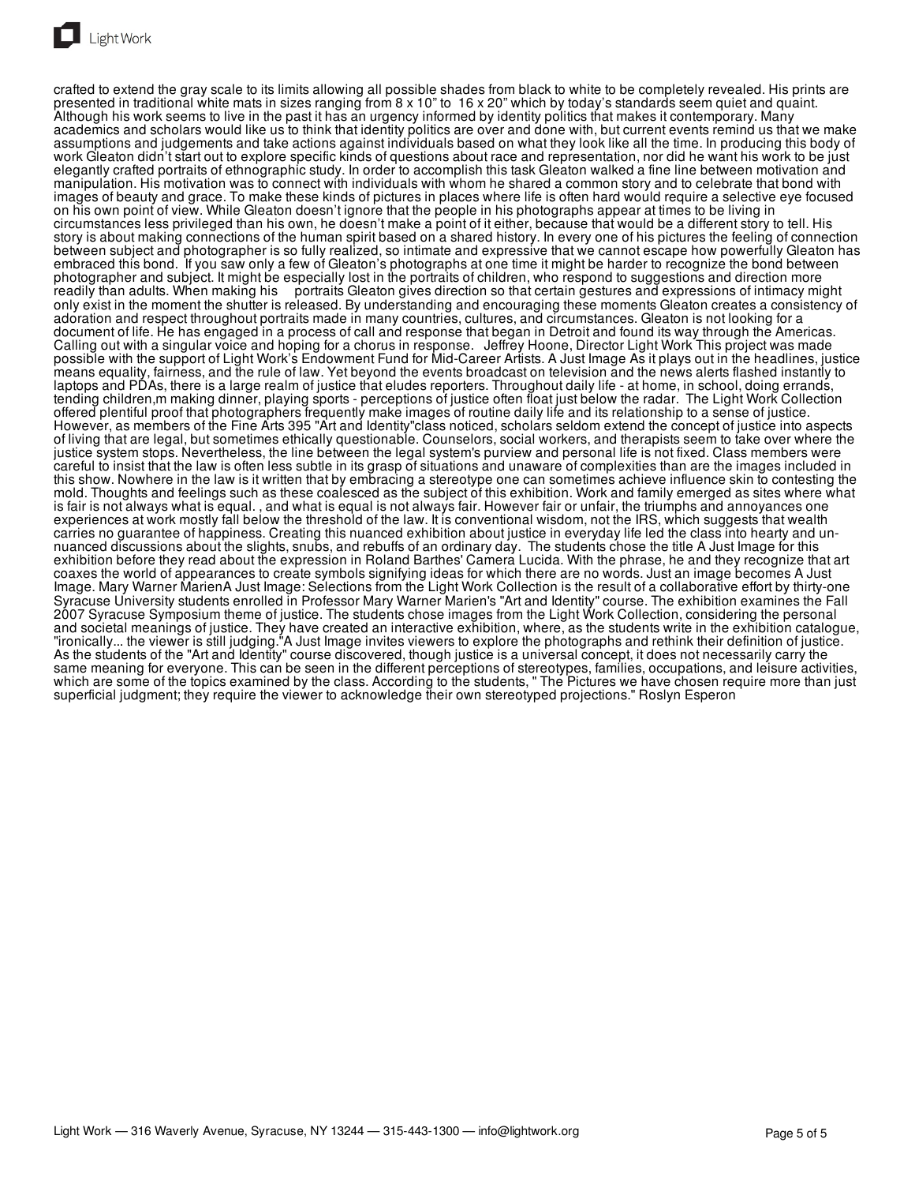crafted to extend the gray scale to its limits allowing all possible shades from black to white to be completely revealed. His prints are presented in traditional white mats in sizes ranging from 8 x 10" to 16 x 20" which by today's standards seem quiet and quaint. Although his work seems to live in the past it has an urgency informed by identity politics that makes it contemporary. Many academics and scholars would like us to think that identity politics are over and done with, but current events remind us that we make assumptions and judgements and take actions against individuals based on what they look like all the time. In producing this body of work Gleaton didn't start out to explore specific kinds of questions about race and representation, nor did he want his work to be just elegantly crafted portraits of ethnographic study. In order to accomplish this task Gleaton walked a fine line between motivation and manipulation. His motivation was to connect with individuals with whom he shared a common story and to celebrate that bond with images of beauty and grace. To make these kinds of pictures in places where life is often hard would require a selective eye focused on his own point of view. While Gleaton doesn't ignore that the people in his photographs appear at times to be living in circumstances less privileged than his own, he doesn't make a point of it either, because that would be a different story to tell. His story is about making connections of the human spirit based on a shared history. In every one of his pictures the feeling of connection between subject and photographer is so fully realized, so intimate and expressive that we cannot escape how powerfully Gleaton has embraced this bond. If you saw only a few of Gleaton's photographs at one time it might be harder to recognize the bond between photographer and subject. It might be especially lost in the portraits of children, who respond to suggestions and direction more readily than adults. When making his portraits Gleaton gives direction so that certain gestures and expressions of intimacy might only exist in the moment the shutter is released. By understanding and encouraging these moments Gleaton creates a consistency of adoration and respect throughout portraits made in many countries, cultures, and circumstances. Gleaton is not looking for a document of life. He has engaged in a process of call and response that began in Detroit and found its way through the Americas. Calling out with a singular voice and hoping for a chorus in response. Jeffrey Hoone, Director Light Work This project was made possible with the support of Light Work's Endowment Fund for Mid-Career Artists. A Just Image As it plays out in the headlines, justice means equality, fairness, and the rule of law. Yet beyond the events broadcast on television and the news alerts flashed instantly to laptops and PDAs, there is a large realm of justice that eludes reporters. Throughout daily life - at home, in school, doing errands, tending children,m making dinner, playing sports - perceptions of justice often float just below the radar. The Light Work Collection offered plentiful proof that photographers frequently make images of routine daily life and its relationship to a sense of justice. However, as members of the Fine Arts 395 "Art and Identity"class noticed, scholars seldom extend the concept of justice into aspects of living that are legal, but sometimes ethically questionable. Counselors, social workers, and therapists seem to take over where the justice system stops. Nevertheless, the line between the legal system's purview and personal life is not fixed. Class members were careful to insist that the law is often less subtle in its grasp of situations and unaware of complexities than are the images included in this show. Nowhere in the law is it written that by embracing a stereotype one can sometimes achieve influence skin to contesting the mold. Thoughts and feelings such as these coalesced as the subject of this exhibition. Work and family emerged as sites where what is fair is not always what is equal. , and what is equal is not always fair. However fair or unfair, the triumphs and annoyances one experiences at work mostly fall below the threshold of the law. It is conventional wisdom, not the IRS, which suggests that wealth carries no guarantee of happiness. Creating this nuanced exhibition about justice in everyday life led the class into hearty and un-nuanced discussions about the slights, snubs, and rebuffs of an ordinary day. The students chose the title A Just Image for this exhibition before they read about the expression in Roland Barthes' Camera Lucida. With the phrase, he and they recognize that art coaxes the world of appearances to create symbols signifying ideas for which there are no words. Just an image becomes A Just Image. Mary Warner MarienA Just Image: Selections from the Light Work Collection is the result of a collaborative effort by thirty-one Syracuse University students enrolled in Professor Mary Warner Marien's "Art and Identity" course. The exhibition examines the Fall 2007 Syracuse Symposium theme of justice. The students chose images from the Light Work Collection, considering the personal and societal meanings of justice. They have created an interactive exhibition, where, as the students write in the exhibition catalogue, "ironically... the viewer is still judging."A Just Image invites viewers to explore the photographs and rethink their definition of justice. As the students of the "Art and Identity" course discovered, though justice is a universal concept, it does not necessarily carry the same meaning for everyone. This can be seen in the different perceptions of stereotypes, families, occupations, and leisure activities, which are some of the topics examined by the class. According to the students, " The Pictures we have chosen require more than just superficial judgment; they require the viewer to acknowledge their own stereotyped projections." Roslyn Esperon